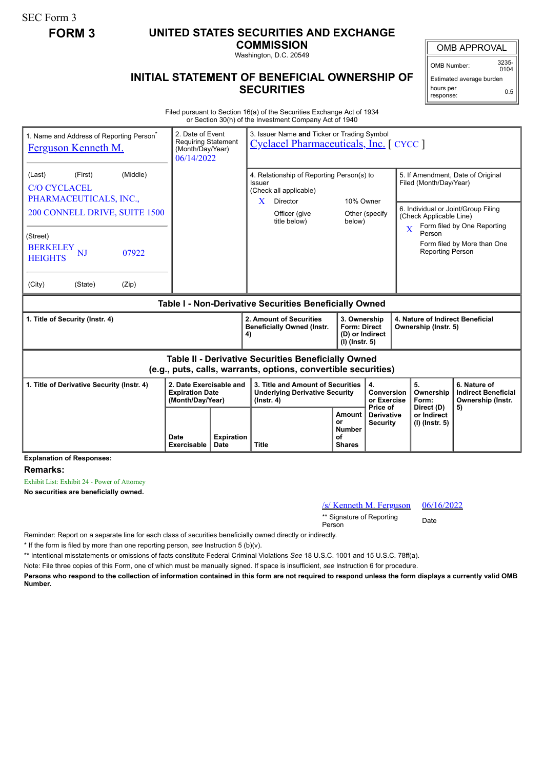SEC Form 3

**FORM 3**

# UNITED STATES SECURITIES AND EXCHANGE COMMISSION

Washington, D.C. 20549

## INITIAL STATEMENT OF BENEFICIAL OWNERSHIP OF SECURITIES

| OMB APPROVAL | |
|---|---|
| OMB Number: | 3235-0104 |
| Estimated average burden hours per response: | 0.5 |

Filed pursuant to Section 16(a) of the Securities Exchange Act of 1934 or Section 30(h) of the Investment Company Act of 1940

1. Name and Address of Reporting Person*
Ferguson Kenneth M.

(Last) (First) (Middle)
C/O CYCLACEL PHARMACEUTICALS, INC.,
200 CONNELL DRIVE, SUITE 1500

(Street)
BERKELEY HEIGHTS NJ 07922

(City) (State) (Zip)

2. Date of Event Requiring Statement (Month/Day/Year)
06/14/2022

3. Issuer Name **and** Ticker or Trading Symbol
Cyclacel Pharmaceuticals, Inc. [ CYCC ]

4. Relationship of Reporting Person(s) to Issuer (Check all applicable)
X Director
10% Owner
Officer (give title below)
Other (specify below)

5. If Amendment, Date of Original Filed (Month/Day/Year)

6. Individual or Joint/Group Filing (Check Applicable Line)
X Form filed by One Reporting Person
Form filed by More than One Reporting Person

**Table I - Non-Derivative Securities Beneficially Owned**

| 1. Title of Security (Instr. 4) | 2. Amount of Securities Beneficially Owned (Instr. 4) | 3. Ownership Form: Direct (D) or Indirect (I) (Instr. 5) | 4. Nature of Indirect Beneficial Ownership (Instr. 5) |
|---|---|---|---|

**Table II - Derivative Securities Beneficially Owned (e.g., puts, calls, warrants, options, convertible securities)**

| 1. Title of Derivative Security (Instr. 4) | 2. Date Exercisable and Expiration Date (Month/Day/Year) | | 3. Title and Amount of Securities Underlying Derivative Security (Instr. 4) | | 4. Conversion or Exercise Price of Derivative Security | 5. Ownership Form: Direct (D) or Indirect (I) (Instr. 5) | 6. Nature of Indirect Beneficial Ownership (Instr. 5) |
|---|---|---|---|---|---|---|---|
| | Date Exercisable | Expiration Date | Title | Amount or Number of Shares | | | |

**Explanation of Responses:**

**Remarks:**

Exhibit List: Exhibit 24 - Power of Attorney

**No securities are beneficially owned.**

/s/ Kenneth M. Ferguson 06/16/2022

** Signature of Reporting Person Date

Reminder: Report on a separate line for each class of securities beneficially owned directly or indirectly.

* If the form is filed by more than one reporting person, *see* Instruction 5 (b)(v).

** Intentional misstatements or omissions of facts constitute Federal Criminal Violations *See* 18 U.S.C. 1001 and 15 U.S.C. 78ff(a).

Note: File three copies of this Form, one of which must be manually signed. If space is insufficient, *see* Instruction 6 for procedure.

**Persons who respond to the collection of information contained in this form are not required to respond unless the form displays a currently valid OMB Number.**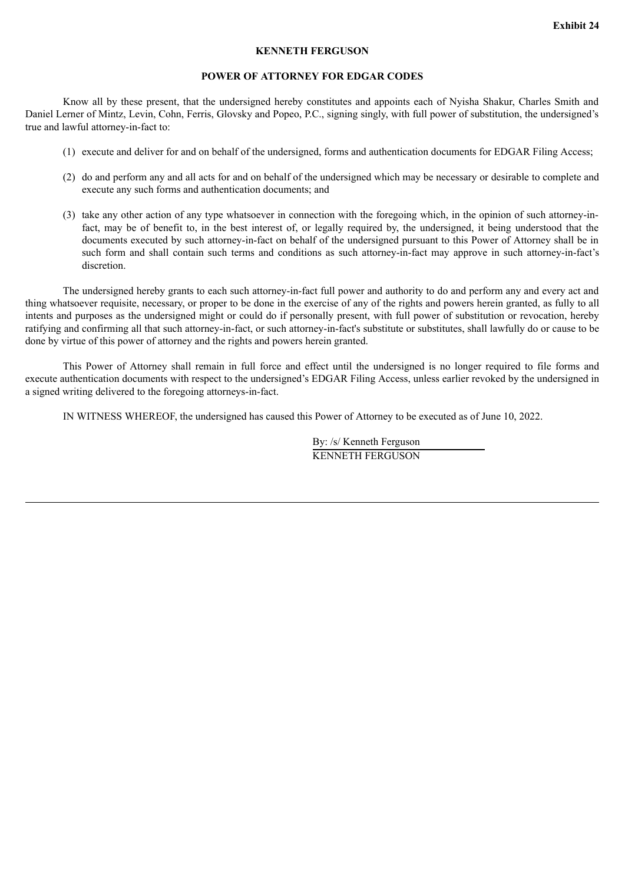**Exhibit 24**

**KENNETH FERGUSON**

**POWER OF ATTORNEY FOR EDGAR CODES**

Know all by these present, that the undersigned hereby constitutes and appoints each of Nyisha Shakur, Charles Smith and Daniel Lerner of Mintz, Levin, Cohn, Ferris, Glovsky and Popeo, P.C., signing singly, with full power of substitution, the undersigned's true and lawful attorney-in-fact to:

(1) execute and deliver for and on behalf of the undersigned, forms and authentication documents for EDGAR Filing Access;

(2) do and perform any and all acts for and on behalf of the undersigned which may be necessary or desirable to complete and execute any such forms and authentication documents; and

(3) take any other action of any type whatsoever in connection with the foregoing which, in the opinion of such attorney-in-fact, may be of benefit to, in the best interest of, or legally required by, the undersigned, it being understood that the documents executed by such attorney-in-fact on behalf of the undersigned pursuant to this Power of Attorney shall be in such form and shall contain such terms and conditions as such attorney-in-fact may approve in such attorney-in-fact's discretion.

The undersigned hereby grants to each such attorney-in-fact full power and authority to do and perform any and every act and thing whatsoever requisite, necessary, or proper to be done in the exercise of any of the rights and powers herein granted, as fully to all intents and purposes as the undersigned might or could do if personally present, with full power of substitution or revocation, hereby ratifying and confirming all that such attorney-in-fact, or such attorney-in-fact's substitute or substitutes, shall lawfully do or cause to be done by virtue of this power of attorney and the rights and powers herein granted.

This Power of Attorney shall remain in full force and effect until the undersigned is no longer required to file forms and execute authentication documents with respect to the undersigned's EDGAR Filing Access, unless earlier revoked by the undersigned in a signed writing delivered to the foregoing attorneys-in-fact.

IN WITNESS WHEREOF, the undersigned has caused this Power of Attorney to be executed as of June 10, 2022.

By: /s/ Kenneth Ferguson
KENNETH FERGUSON